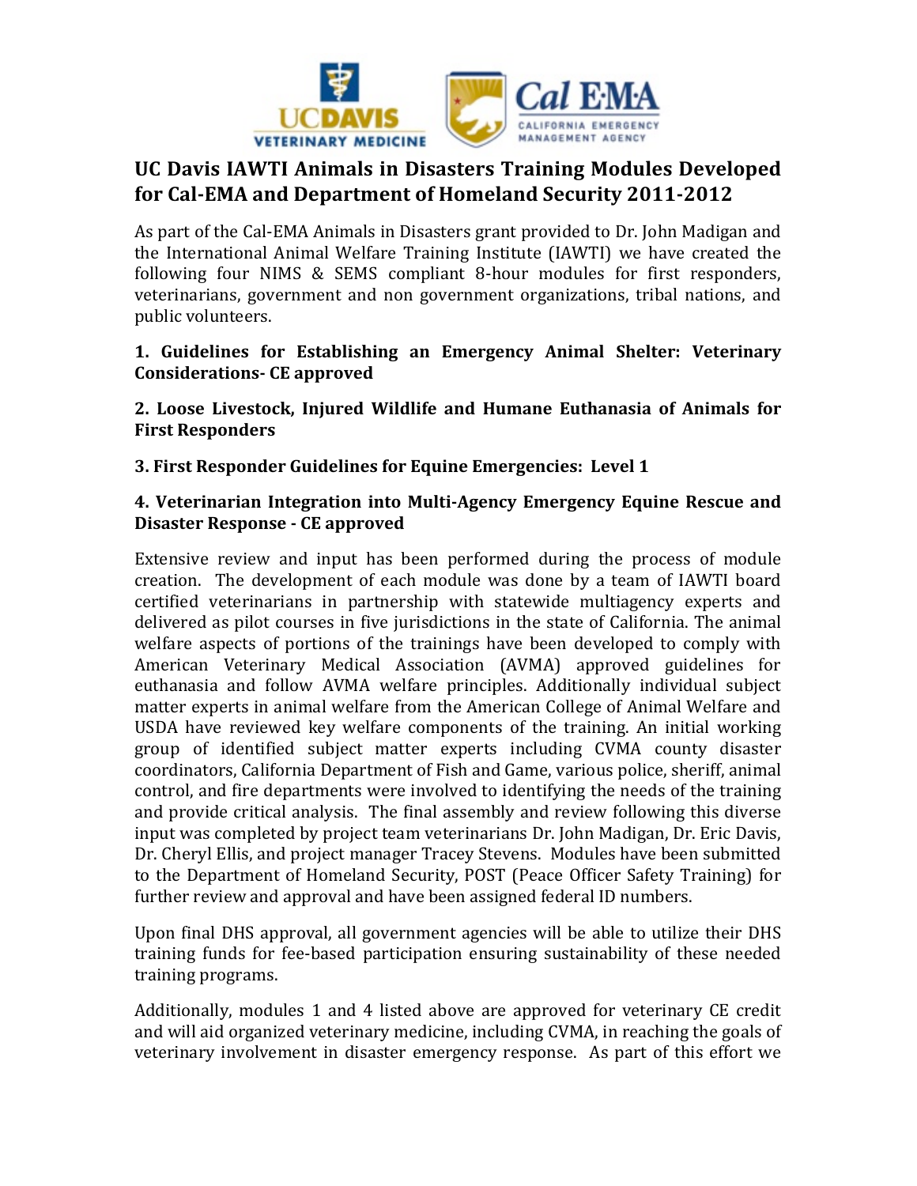# UC Davis IAWTI Animals in Disasters Training Modules Developed for Cal-EMA and Department of Homeland Security 2011-2012

As part of the Cal-EMA Animals in Disasters grant provided to Dr. John Madigan and the International Animal Welfare Training Institute (IAWTI) we have created the following four NIMS & SEMS compliant 8-hour modules for first responders, veterinarians, government and non government organizations, tribal nations, and public volunteers.

**1. Guidelines for Establishing an Emergency Animal Shelter: Veterinary Considerations- CE approved**

**2. Loose Livestock, Injured Wildlife and Humane Euthanasia of Animals for First Responders**

**3. First Responder Guidelines for Equine Emergencies: Level 1**

**4. Veterinarian Integration into Multi-Agency Emergency Equine Rescue and Disaster Response - CE approved**

Extensive review and input has been performed during the process of module creation. The development of each module was done by a team of IAWTI board certified veterinarians in partnership with statewide multiagency experts and delivered as pilot courses in five jurisdictions in the state of California. The animal welfare aspects of portions of the trainings have been developed to comply with American Veterinary Medical Association (AVMA) approved guidelines for euthanasia and follow AVMA welfare principles. Additionally individual subject matter experts in animal welfare from the American College of Animal Welfare and USDA have reviewed key welfare components of the training. An initial working group of identified subject matter experts including CVMA county disaster coordinators, California Department of Fish and Game, various police, sheriff, animal control, and fire departments were involved to identifying the needs of the training and provide critical analysis. The final assembly and review following this diverse input was completed by project team veterinarians Dr. John Madigan, Dr. Eric Davis, Dr. Cheryl Ellis, and project manager Tracey Stevens. Modules have been submitted to the Department of Homeland Security, POST (Peace Officer Safety Training) for further review and approval and have been assigned federal ID numbers.

Upon final DHS approval, all government agencies will be able to utilize their DHS training funds for fee-based participation ensuring sustainability of these needed training programs.

Additionally, modules 1 and 4 listed above are approved for veterinary CE credit and will aid organized veterinary medicine, including CVMA, in reaching the goals of veterinary involvement in disaster emergency response. As part of this effort we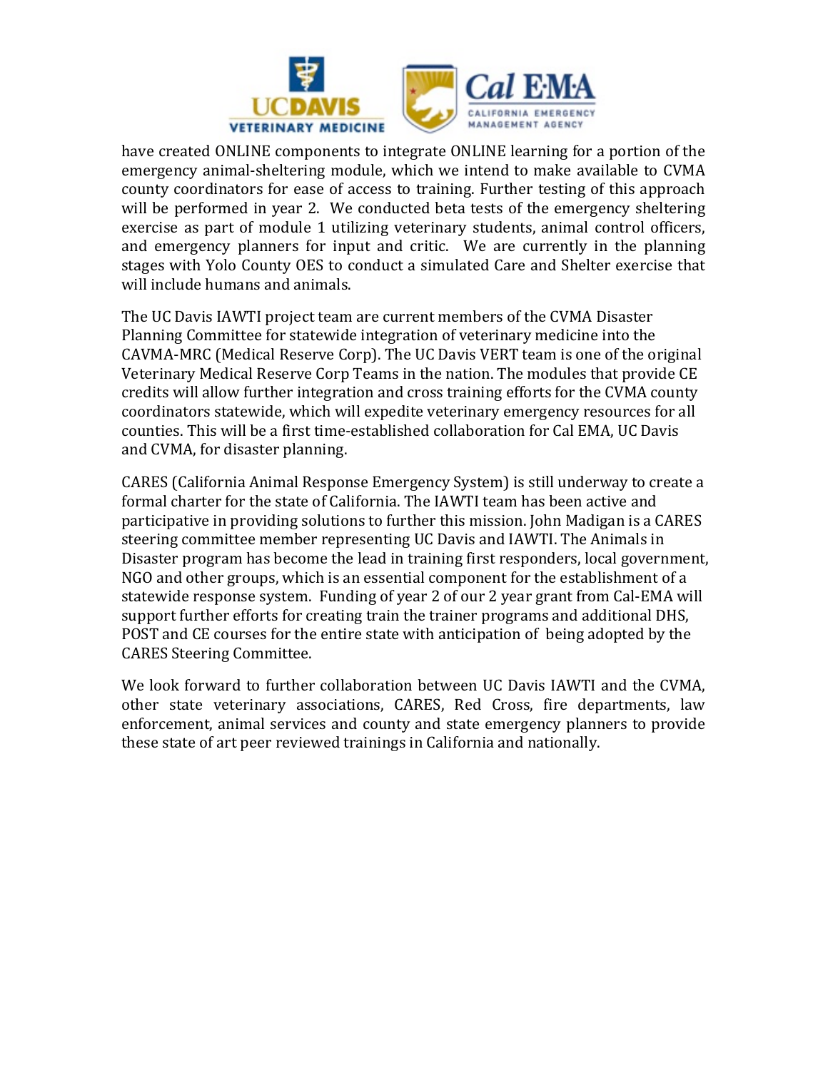have created ONLINE components to integrate ONLINE learning for a portion of the emergency animal-sheltering module, which we intend to make available to CVMA county coordinators for ease of access to training. Further testing of this approach will be performed in year 2. We conducted beta tests of the emergency sheltering exercise as part of module 1 utilizing veterinary students, animal control officers, and emergency planners for input and critic. We are currently in the planning stages with Yolo County OES to conduct a simulated Care and Shelter exercise that will include humans and animals.

The UC Davis IAWTI project team are current members of the CVMA Disaster Planning Committee for statewide integration of veterinary medicine into the CAVMA-MRC (Medical Reserve Corp). The UC Davis VERT team is one of the original Veterinary Medical Reserve Corp Teams in the nation. The modules that provide CE credits will allow further integration and cross training efforts for the CVMA county coordinators statewide, which will expedite veterinary emergency resources for all counties. This will be a first time-established collaboration for Cal EMA, UC Davis and CVMA, for disaster planning.

CARES (California Animal Response Emergency System) is still underway to create a formal charter for the state of California. The IAWTI team has been active and participative in providing solutions to further this mission. John Madigan is a CARES steering committee member representing UC Davis and IAWTI. The Animals in Disaster program has become the lead in training first responders, local government, NGO and other groups, which is an essential component for the establishment of a statewide response system. Funding of year 2 of our 2 year grant from Cal-EMA will support further efforts for creating train the trainer programs and additional DHS, POST and CE courses for the entire state with anticipation of being adopted by the CARES Steering Committee.

We look forward to further collaboration between UC Davis IAWTI and the CVMA, other state veterinary associations, CARES, Red Cross, fire departments, law enforcement, animal services and county and state emergency planners to provide these state of art peer reviewed trainings in California and nationally.